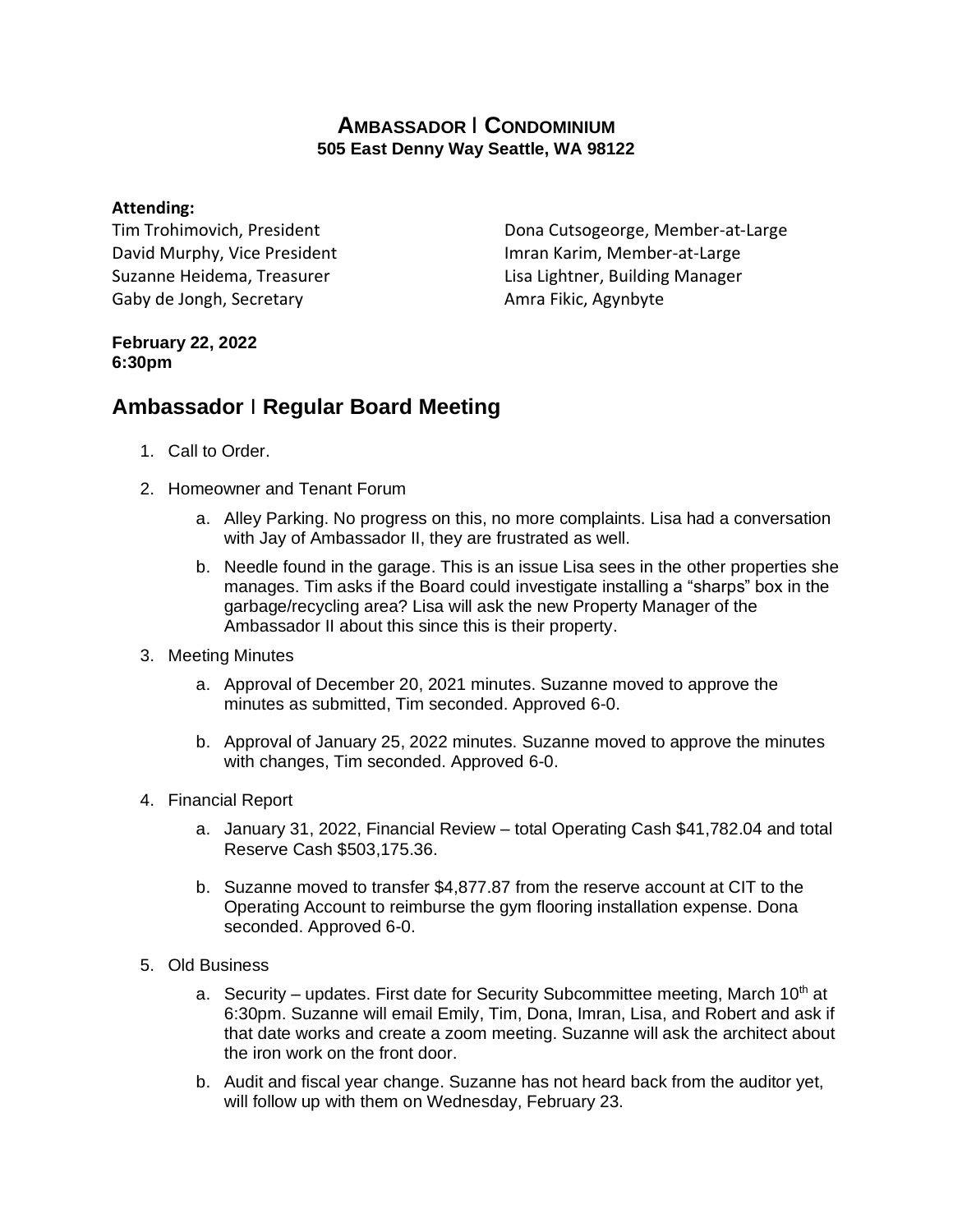# AMBASSADOR | CONDOMINIUM

**505 East Denny Way Seattle, WA 98122**

**Attending:**

Tim Trohimovich, President
David Murphy, Vice President
Suzanne Heidema, Treasurer
Gaby de Jongh, Secretary
Dona Cutsogeorge, Member-at-Large
Imran Karim, Member-at-Large
Lisa Lightner, Building Manager
Amra Fikic, Agynbyte

**February 22, 2022**
**6:30pm**

## Ambassador | Regular Board Meeting

1. Call to Order.
2. Homeowner and Tenant Forum
   a. Alley Parking. No progress on this, no more complaints. Lisa had a conversation with Jay of Ambassador II, they are frustrated as well.
   b. Needle found in the garage. This is an issue Lisa sees in the other properties she manages. Tim asks if the Board could investigate installing a "sharps" box in the garbage/recycling area? Lisa will ask the new Property Manager of the Ambassador II about this since this is their property.
3. Meeting Minutes
   a. Approval of December 20, 2021 minutes. Suzanne moved to approve the minutes as submitted, Tim seconded. Approved 6-0.
   b. Approval of January 25, 2022 minutes. Suzanne moved to approve the minutes with changes, Tim seconded. Approved 6-0.
4. Financial Report
   a. January 31, 2022, Financial Review – total Operating Cash $41,782.04 and total Reserve Cash $503,175.36.
   b. Suzanne moved to transfer $4,877.87 from the reserve account at CIT to the Operating Account to reimburse the gym flooring installation expense. Dona seconded. Approved 6-0.
5. Old Business
   a. Security – updates. First date for Security Subcommittee meeting, March 10th at 6:30pm. Suzanne will email Emily, Tim, Dona, Imran, Lisa, and Robert and ask if that date works and create a zoom meeting. Suzanne will ask the architect about the iron work on the front door.
   b. Audit and fiscal year change. Suzanne has not heard back from the auditor yet, will follow up with them on Wednesday, February 23.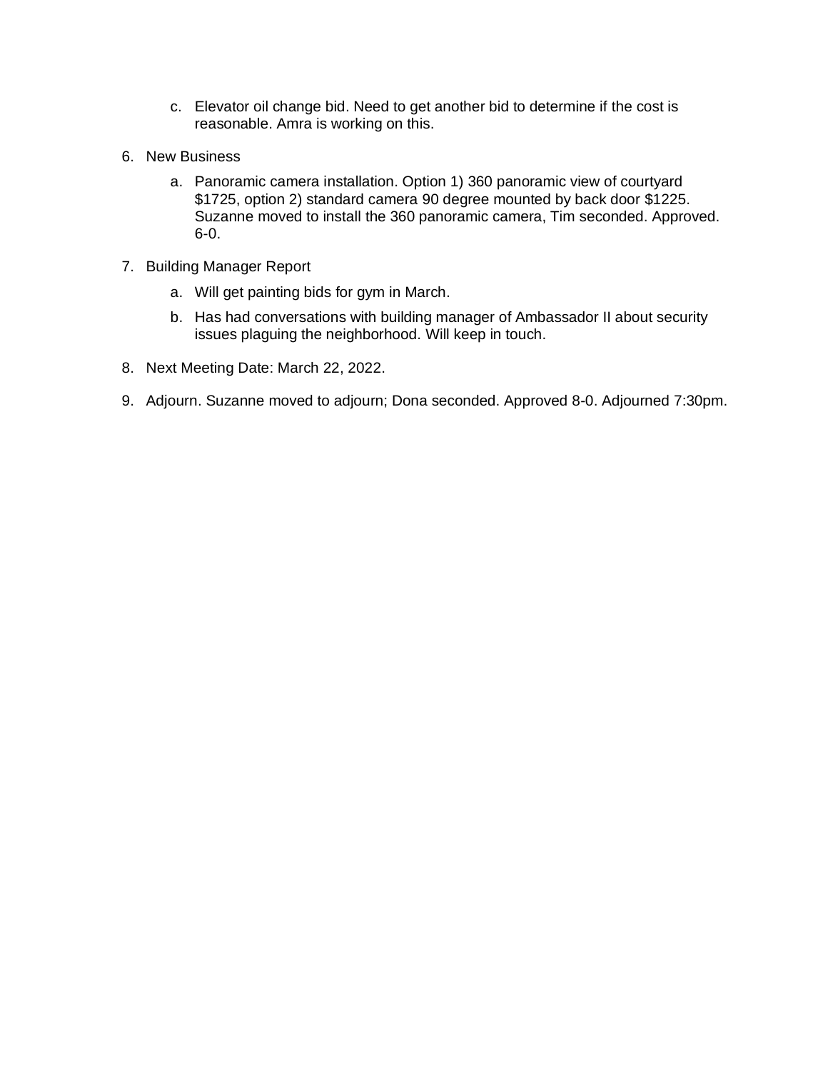c. Elevator oil change bid. Need to get another bid to determine if the cost is reasonable. Amra is working on this.

6. New Business

   a. Panoramic camera installation. Option 1) 360 panoramic view of courtyard $1725, option 2) standard camera 90 degree mounted by back door $1225. Suzanne moved to install the 360 panoramic camera, Tim seconded. Approved. 6-0.

7. Building Manager Report

   a. Will get painting bids for gym in March.

   b. Has had conversations with building manager of Ambassador II about security issues plaguing the neighborhood. Will keep in touch.

8. Next Meeting Date: March 22, 2022.

9. Adjourn. Suzanne moved to adjourn; Dona seconded. Approved 8-0. Adjourned 7:30pm.